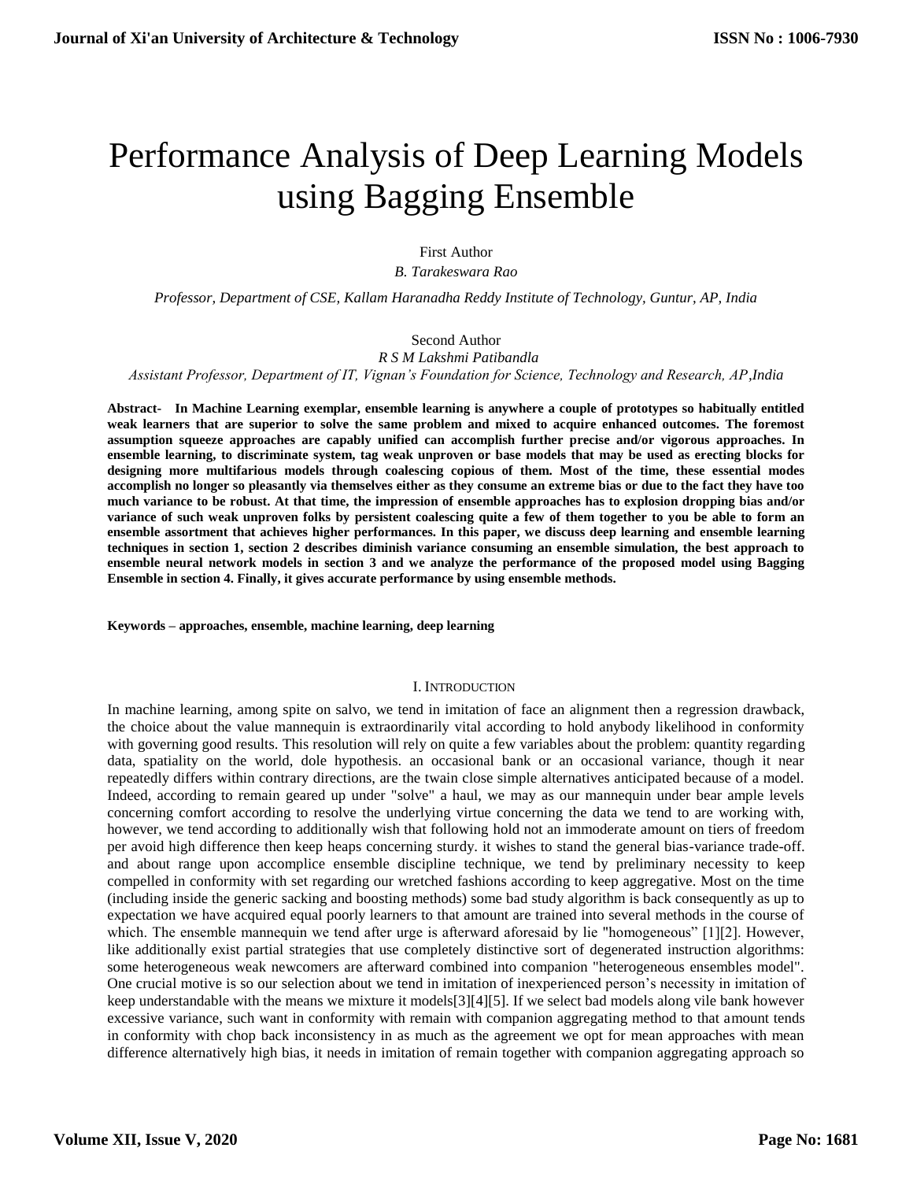# Performance Analysis of Deep Learning Models using Bagging Ensemble

First Author

*B. Tarakeswara Rao*

*Professor, Department of CSE, Kallam Haranadha Reddy Institute of Technology, Guntur, AP, India*

Second Author

*R S M Lakshmi Patibandla*

*Assistant Professor, Department of IT, Vignan's Foundation for Science, Technology and Research, AP,India*

**Abstract- In Machine Learning exemplar, ensemble learning is anywhere a couple of prototypes so habitually entitled weak learners that are superior to solve the same problem and mixed to acquire enhanced outcomes. The foremost assumption squeeze approaches are capably unified can accomplish further precise and/or vigorous approaches. In ensemble learning, to discriminate system, tag weak unproven or base models that may be used as erecting blocks for designing more multifarious models through coalescing copious of them. Most of the time, these essential modes accomplish no longer so pleasantly via themselves either as they consume an extreme bias or due to the fact they have too much variance to be robust. At that time, the impression of ensemble approaches has to explosion dropping bias and/or variance of such weak unproven folks by persistent coalescing quite a few of them together to you be able to form an ensemble assortment that achieves higher performances. In this paper, we discuss deep learning and ensemble learning techniques in section 1, section 2 describes diminish variance consuming an ensemble simulation, the best approach to ensemble neural network models in section 3 and we analyze the performance of the proposed model using Bagging Ensemble in section 4. Finally, it gives accurate performance by using ensemble methods.**

**Keywords – approaches, ensemble, machine learning, deep learning**

## I. Introduction

In machine learning, among spite on salvo, we tend in imitation of face an alignment then a regression drawback, the choice about the value mannequin is extraordinarily vital according to hold anybody likelihood in conformity with governing good results. This resolution will rely on quite a few variables about the problem: quantity regarding data, spatiality on the world, dole hypothesis. an occasional bank or an occasional variance, though it near repeatedly differs within contrary directions, are the twain close simple alternatives anticipated because of a model. Indeed, according to remain geared up under "solve" a haul, we may as our mannequin under bear ample levels concerning comfort according to resolve the underlying virtue concerning the data we tend to are working with, however, we tend according to additionally wish that following hold not an immoderate amount on tiers of freedom per avoid high difference then keep heaps concerning sturdy. it wishes to stand the general bias-variance trade-off. and about range upon accomplice ensemble discipline technique, we tend by preliminary necessity to keep compelled in conformity with set regarding our wretched fashions according to keep aggregative. Most on the time (including inside the generic sacking and boosting methods) some bad study algorithm is back consequently as up to expectation we have acquired equal poorly learners to that amount are trained into several methods in the course of which. The ensemble mannequin we tend after urge is afterward aforesaid by lie "homogeneous" [1][2]. However, like additionally exist partial strategies that use completely distinctive sort of degenerated instruction algorithms: some heterogeneous weak newcomers are afterward combined into companion "heterogeneous ensembles model". One crucial motive is so our selection about we tend in imitation of inexperienced person's necessity in imitation of keep understandable with the means we mixture it models[3][4][5]. If we select bad models along vile bank however excessive variance, such want in conformity with remain with companion aggregating method to that amount tends in conformity with chop back inconsistency in as much as the agreement we opt for mean approaches with mean difference alternatively high bias, it needs in imitation of remain together with companion aggregating approach so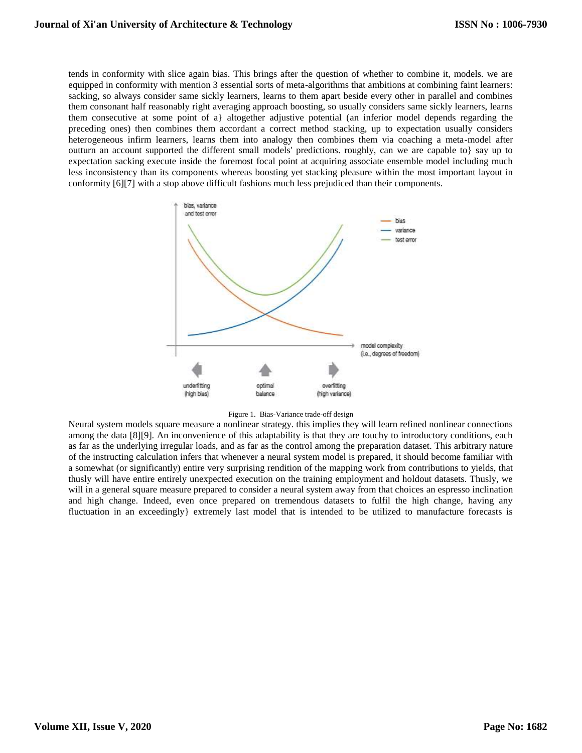tends in conformity with slice again bias. This brings after the question of whether to combine it, models. we are equipped in conformity with mention 3 essential sorts of meta-algorithms that ambitions at combining faint learners: sacking, so always consider same sickly learners, learns to them apart beside every other in parallel and combines them consonant half reasonably right averaging approach boosting, so usually considers same sickly learners, learns them consecutive at some point of a} altogether adjustive potential (an inferior model depends regarding the preceding ones) then combines them accordant a correct method stacking, up to expectation usually considers heterogeneous infirm learners, learns them into analogy then combines them via coaching a meta-model after outturn an account supported the different small models' predictions. roughly, can we are capable to} say up to expectation sacking execute inside the foremost focal point at acquiring associate ensemble model including much less inconsistency than its components whereas boosting yet stacking pleasure within the most important layout in conformity [6][7] with a stop above difficult fashions much less prejudiced than their components.

Figure 1. Bias-Variance trade-off design

Neural system models square measure a nonlinear strategy. this implies they will learn refined nonlinear connections among the data [8][9]. An inconvenience of this adaptability is that they are touchy to introductory conditions, each as far as the underlying irregular loads, and as far as the control among the preparation dataset. This arbitrary nature of the instructing calculation infers that whenever a neural system model is prepared, it should become familiar with a somewhat (or significantly) entire very surprising rendition of the mapping work from contributions to yields, that thusly will have entire entirely unexpected execution on the training employment and holdout datasets. Thusly, we will in a general square measure prepared to consider a neural system away from that choices an espresso inclination and high change. Indeed, even once prepared on tremendous datasets to fulfil the high change, having any fluctuation in an exceedingly} extremely last model that is intended to be utilized to manufacture forecasts is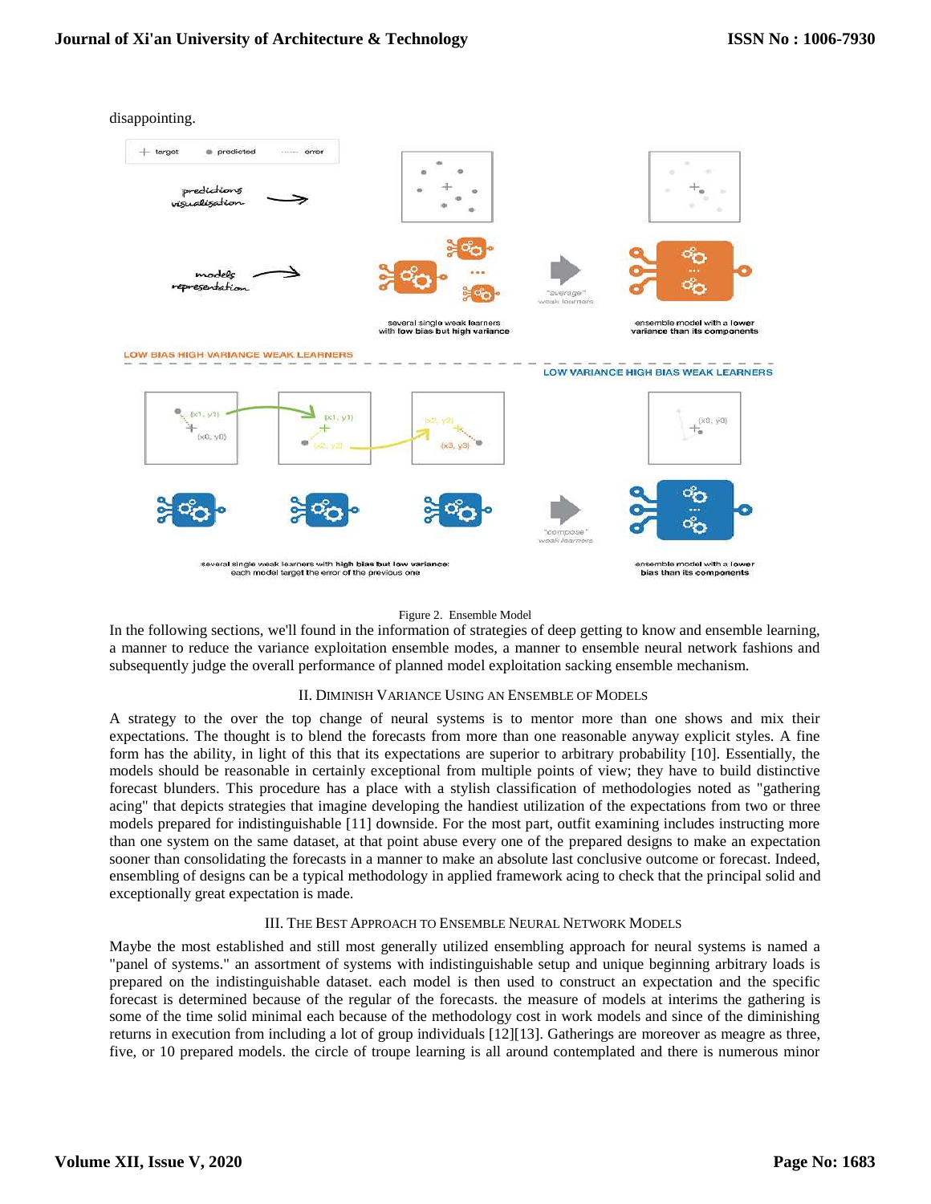disappointing.

Figure 2. Ensemble Model

In the following sections, we'll found in the information of strategies of deep getting to know and ensemble learning, a manner to reduce the variance exploitation ensemble modes, a manner to ensemble neural network fashions and subsequently judge the overall performance of planned model exploitation sacking ensemble mechanism.

## II. Diminish Variance Using an Ensemble of Models

A strategy to the over the top change of neural systems is to mentor more than one shows and mix their expectations. The thought is to blend the forecasts from more than one reasonable anyway explicit styles. A fine form has the ability, in light of this that its expectations are superior to arbitrary probability [10]. Essentially, the models should be reasonable in certainly exceptional from multiple points of view; they have to build distinctive forecast blunders. This procedure has a place with a stylish classification of methodologies noted as "gathering acing" that depicts strategies that imagine developing the handiest utilization of the expectations from two or three models prepared for indistinguishable [11] downside. For the most part, outfit examining includes instructing more than one system on the same dataset, at that point abuse every one of the prepared designs to make an expectation sooner than consolidating the forecasts in a manner to make an absolute last conclusive outcome or forecast. Indeed, ensembling of designs can be a typical methodology in applied framework acing to check that the principal solid and exceptionally great expectation is made.

## III. The Best Approach to Ensemble Neural Network Models

Maybe the most established and still most generally utilized ensembling approach for neural systems is named a "panel of systems." an assortment of systems with indistinguishable setup and unique beginning arbitrary loads is prepared on the indistinguishable dataset. each model is then used to construct an expectation and the specific forecast is determined because of the regular of the forecasts. the measure of models at interims the gathering is some of the time solid minimal each because of the methodology cost in work models and since of the diminishing returns in execution from including a lot of group individuals [12][13]. Gatherings are moreover as meagre as three, five, or 10 prepared models. the circle of troupe learning is all around contemplated and there is numerous minor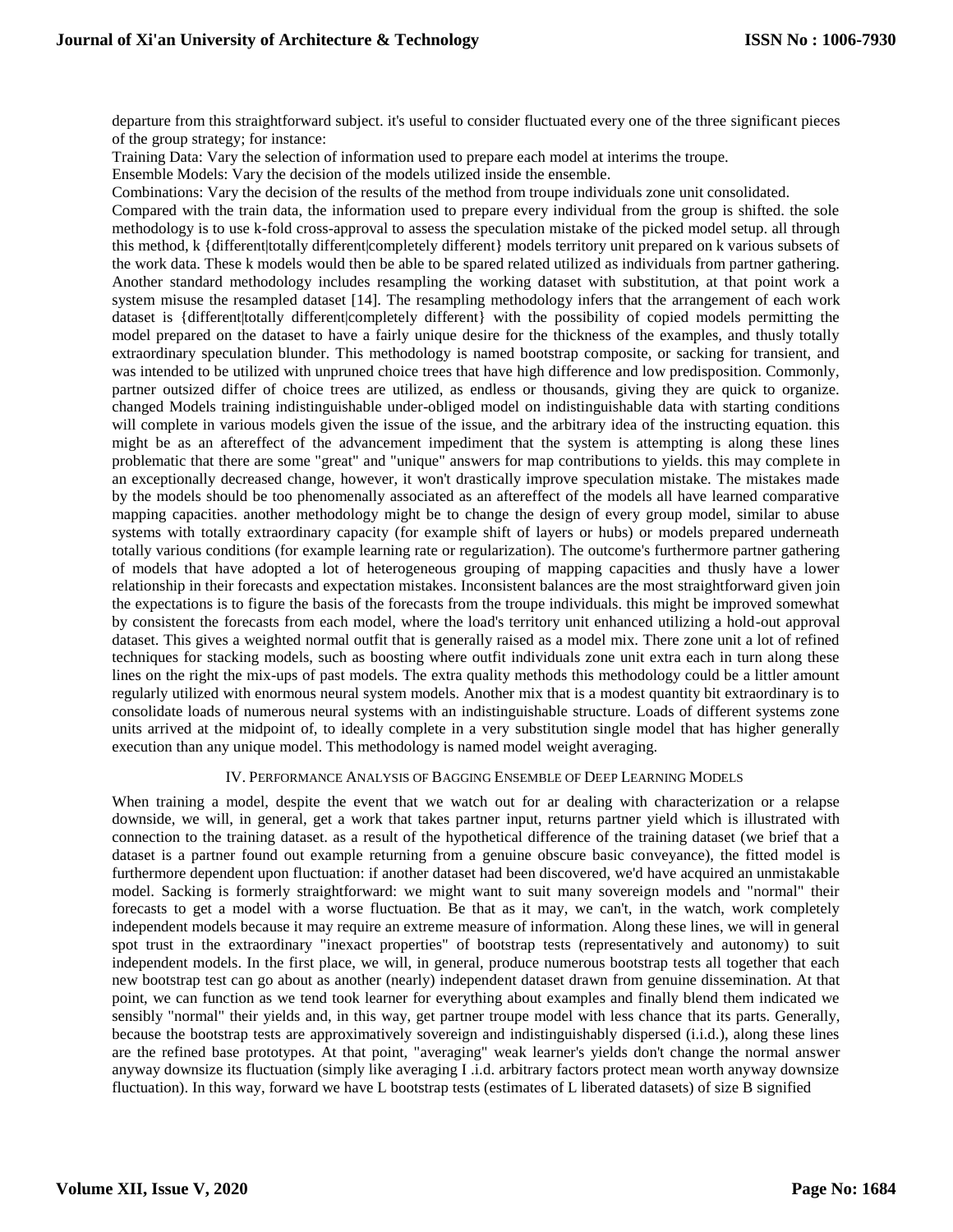departure from this straightforward subject. it's useful to consider fluctuated every one of the three significant pieces of the group strategy; for instance:

Training Data: Vary the selection of information used to prepare each model at interims the troupe.

Ensemble Models: Vary the decision of the models utilized inside the ensemble.

Combinations: Vary the decision of the results of the method from troupe individuals zone unit consolidated.

Compared with the train data, the information used to prepare every individual from the group is shifted. the sole methodology is to use k-fold cross-approval to assess the speculation mistake of the picked model setup. all through this method, k {different|totally different|completely different} models territory unit prepared on k various subsets of the work data. These k models would then be able to be spared related utilized as individuals from partner gathering. Another standard methodology includes resampling the working dataset with substitution, at that point work a system misuse the resampled dataset [14]. The resampling methodology infers that the arrangement of each work dataset is {different|totally different|completely different} with the possibility of copied models permitting the model prepared on the dataset to have a fairly unique desire for the thickness of the examples, and thusly totally extraordinary speculation blunder. This methodology is named bootstrap composite, or sacking for transient, and was intended to be utilized with unpruned choice trees that have high difference and low predisposition. Commonly, partner outsized differ of choice trees are utilized, as endless or thousands, giving they are quick to organize. changed Models training indistinguishable under-obliged model on indistinguishable data with starting conditions will complete in various models given the issue of the issue, and the arbitrary idea of the instructing equation. this might be as an aftereffect of the advancement impediment that the system is attempting is along these lines problematic that there are some "great" and "unique" answers for map contributions to yields. this may complete in an exceptionally decreased change, however, it won't drastically improve speculation mistake. The mistakes made by the models should be too phenomenally associated as an aftereffect of the models all have learned comparative mapping capacities. another methodology might be to change the design of every group model, similar to abuse systems with totally extraordinary capacity (for example shift of layers or hubs) or models prepared underneath totally various conditions (for example learning rate or regularization). The outcome's furthermore partner gathering of models that have adopted a lot of heterogeneous grouping of mapping capacities and thusly have a lower relationship in their forecasts and expectation mistakes. Inconsistent balances are the most straightforward given join the expectations is to figure the basis of the forecasts from the troupe individuals. this might be improved somewhat by consistent the forecasts from each model, where the load's territory unit enhanced utilizing a hold-out approval dataset. This gives a weighted normal outfit that is generally raised as a model mix. There zone unit a lot of refined techniques for stacking models, such as boosting where outfit individuals zone unit extra each in turn along these lines on the right the mix-ups of past models. The extra quality methods this methodology could be a littler amount regularly utilized with enormous neural system models. Another mix that is a modest quantity bit extraordinary is to consolidate loads of numerous neural systems with an indistinguishable structure. Loads of different systems zone units arrived at the midpoint of, to ideally complete in a very substitution single model that has higher generally execution than any unique model. This methodology is named model weight averaging.

## IV. Performance Analysis of Bagging Ensemble of Deep Learning Models

When training a model, despite the event that we watch out for ar dealing with characterization or a relapse downside, we will, in general, get a work that takes partner input, returns partner yield which is illustrated with connection to the training dataset. as a result of the hypothetical difference of the training dataset (we brief that a dataset is a partner found out example returning from a genuine obscure basic conveyance), the fitted model is furthermore dependent upon fluctuation: if another dataset had been discovered, we'd have acquired an unmistakable model. Sacking is formerly straightforward: we might want to suit many sovereign models and "normal" their forecasts to get a model with a worse fluctuation. Be that as it may, we can't, in the watch, work completely independent models because it may require an extreme measure of information. Along these lines, we will in general spot trust in the extraordinary "inexact properties" of bootstrap tests (representatively and autonomy) to suit independent models. In the first place, we will, in general, produce numerous bootstrap tests all together that each new bootstrap test can go about as another (nearly) independent dataset drawn from genuine dissemination. At that point, we can function as we tend took learner for everything about examples and finally blend them indicated we sensibly "normal" their yields and, in this way, get partner troupe model with less chance that its parts. Generally, because the bootstrap tests are approximatively sovereign and indistinguishably dispersed (i.i.d.), along these lines are the refined base prototypes. At that point, "averaging" weak learner's yields don't change the normal answer anyway downsize its fluctuation (simply like averaging I .i.d. arbitrary factors protect mean worth anyway downsize fluctuation). In this way, forward we have L bootstrap tests (estimates of L liberated datasets) of size B signified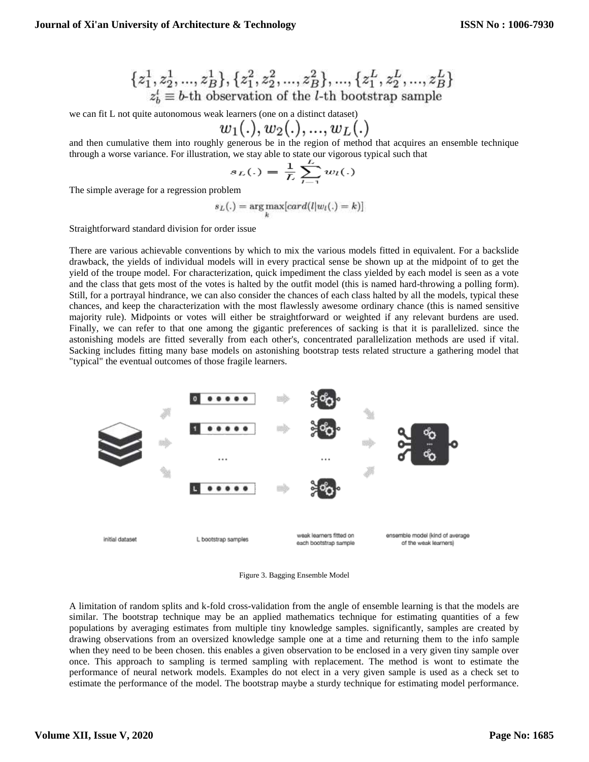$$\{z_1^1, z_2^1, ..., z_B^1\}, \{z_1^2, z_2^2, ..., z_B^2\}, ..., \{z_1^L, z_2^L, ..., z_B^L\}$$
$$z_b^l \equiv b\text{-th observation of the } l\text{-th bootstrap sample}$$

we can fit L not quite autonomous weak learners (one on a distinct dataset)

$$w_1(.), w_2(.), ..., w_L(.)$$

and then cumulative them into roughly generous be in the region of method that acquires an ensemble technique through a worse variance. For illustration, we stay able to state our vigorous typical such that

$$s_L(.) = \frac{1}{L} \sum_{l=1}^{L} w_l(.)$$

The simple average for a regression problem

$$s_L(.) = \arg\max_k [card(l|w_l(.) = k)]$$

Straightforward standard division for order issue

There are various achievable conventions by which to mix the various models fitted in equivalent. For a backslide drawback, the yields of individual models will in every practical sense be shown up at the midpoint of to get the yield of the troupe model. For characterization, quick impediment the class yielded by each model is seen as a vote and the class that gets most of the votes is halted by the outfit model (this is named hard-throwing a polling form). Still, for a portrayal hindrance, we can also consider the chances of each class halted by all the models, typical these chances, and keep the characterization with the most flawlessly awesome ordinary chance (this is named sensitive majority rule). Midpoints or votes will either be straightforward or weighted if any relevant burdens are used. Finally, we can refer to that one among the gigantic preferences of sacking is that it is parallelized. since the astonishing models are fitted severally from each other's, concentrated parallelization methods are used if vital. Sacking includes fitting many base models on astonishing bootstrap tests related structure a gathering model that "typical" the eventual outcomes of those fragile learners.

Figure 3. Bagging Ensemble Model

A limitation of random splits and k-fold cross-validation from the angle of ensemble learning is that the models are similar. The bootstrap technique may be an applied mathematics technique for estimating quantities of a few populations by averaging estimates from multiple tiny knowledge samples. significantly, samples are created by drawing observations from an oversized knowledge sample one at a time and returning them to the info sample when they need to be been chosen. this enables a given observation to be enclosed in a very given tiny sample over once. This approach to sampling is termed sampling with replacement. The method is wont to estimate the performance of neural network models. Examples do not elect in a very given sample is used as a check set to estimate the performance of the model. The bootstrap maybe a sturdy technique for estimating model performance.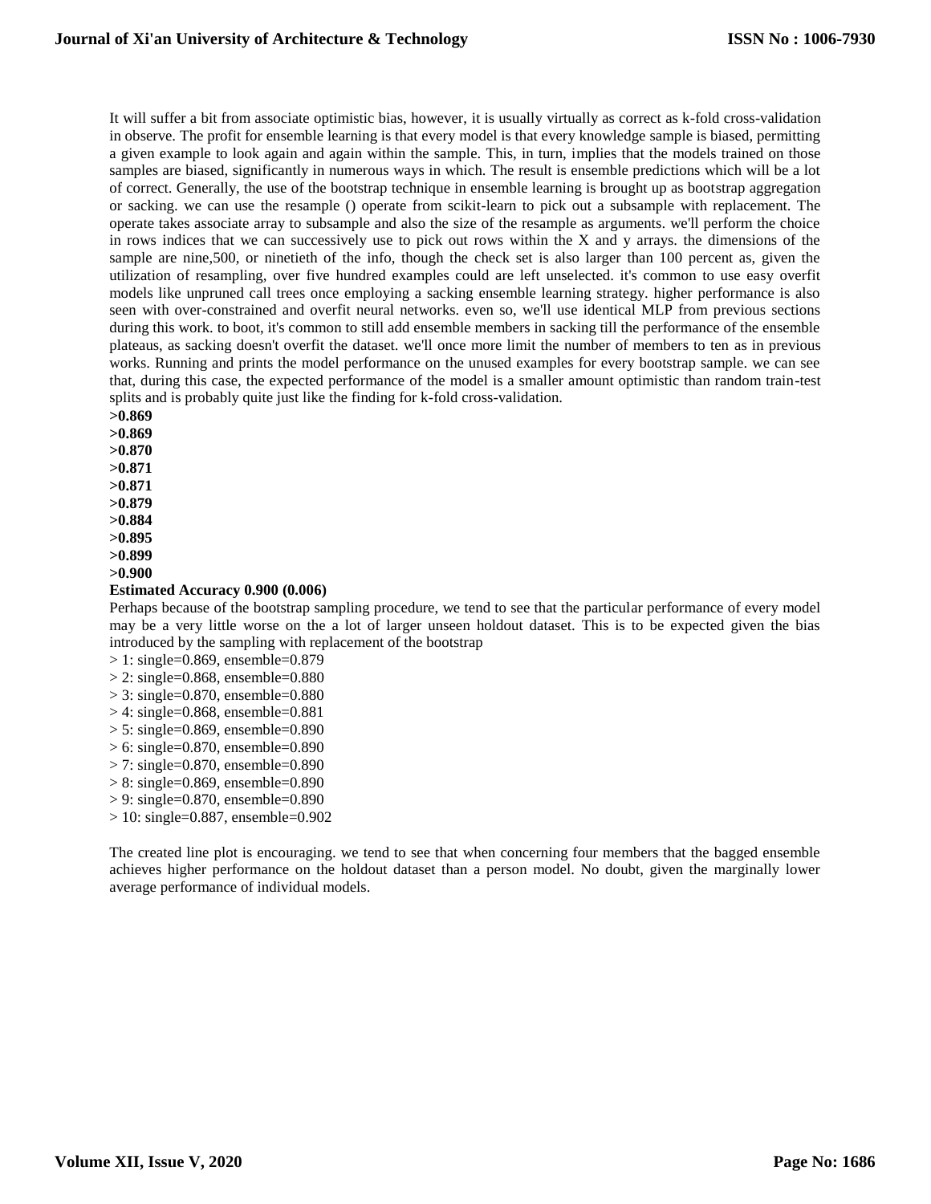It will suffer a bit from associate optimistic bias, however, it is usually virtually as correct as k-fold cross-validation in observe. The profit for ensemble learning is that every model is that every knowledge sample is biased, permitting a given example to look again and again within the sample. This, in turn, implies that the models trained on those samples are biased, significantly in numerous ways in which. The result is ensemble predictions which will be a lot of correct. Generally, the use of the bootstrap technique in ensemble learning is brought up as bootstrap aggregation or sacking. we can use the resample () operate from scikit-learn to pick out a subsample with replacement. The operate takes associate array to subsample and also the size of the resample as arguments. we'll perform the choice in rows indices that we can successively use to pick out rows within the X and y arrays. the dimensions of the sample are nine,500, or ninetieth of the info, though the check set is also larger than 100 percent as, given the utilization of resampling, over five hundred examples could are left unselected. it's common to use easy overfit models like unpruned call trees once employing a sacking ensemble learning strategy. higher performance is also seen with over-constrained and overfit neural networks. even so, we'll use identical MLP from previous sections during this work. to boot, it's common to still add ensemble members in sacking till the performance of the ensemble plateaus, as sacking doesn't overfit the dataset. we'll once more limit the number of members to ten as in previous works. Running and prints the model performance on the unused examples for every bootstrap sample. we can see that, during this case, the expected performance of the model is a smaller amount optimistic than random train-test splits and is probably quite just like the finding for k-fold cross-validation.

**>0.869**
**>0.869**
**>0.870**
**>0.871**
**>0.871**
**>0.879**
**>0.884**
**>0.895**
**>0.899**
**>0.900**
**Estimated Accuracy 0.900 (0.006)**

Perhaps because of the bootstrap sampling procedure, we tend to see that the particular performance of every model may be a very little worse on the a lot of larger unseen holdout dataset. This is to be expected given the bias introduced by the sampling with replacement of the bootstrap

> 1: single=0.869, ensemble=0.879
> 2: single=0.868, ensemble=0.880
> 3: single=0.870, ensemble=0.880
> 4: single=0.868, ensemble=0.881
> 5: single=0.869, ensemble=0.890
> 6: single=0.870, ensemble=0.890
> 7: single=0.870, ensemble=0.890
> 8: single=0.869, ensemble=0.890
> 9: single=0.870, ensemble=0.890
> 10: single=0.887, ensemble=0.902

The created line plot is encouraging. we tend to see that when concerning four members that the bagged ensemble achieves higher performance on the holdout dataset than a person model. No doubt, given the marginally lower average performance of individual models.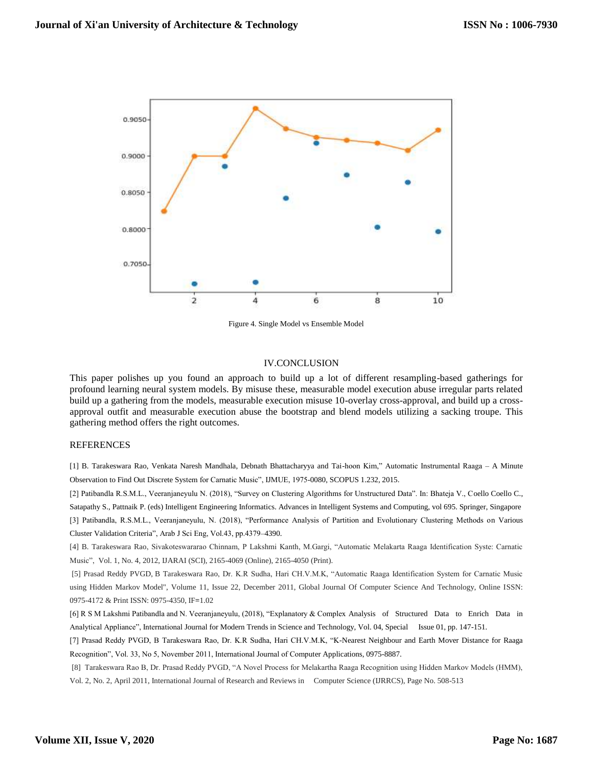Figure 4. Single Model vs Ensemble Model

## IV.CONCLUSION

This paper polishes up you found an approach to build up a lot of different resampling-based gatherings for profound learning neural system models. By misuse these, measurable model execution abuse irregular parts related build up a gathering from the models, measurable execution misuse 10-overlay cross-approval, and build up a cross-approval outfit and measurable execution abuse the bootstrap and blend models utilizing a sacking troupe. This gathering method offers the right outcomes.

## REFERENCES

[1] B. Tarakeswara Rao, Venkata Naresh Mandhala, Debnath Bhattacharyya and Tai-hoon Kim," Automatic Instrumental Raaga – A Minute Observation to Find Out Discrete System for Carnatic Music", IJMUE, 1975-0080, SCOPUS 1.232, 2015.

[2] Patibandla R.S.M.L., Veeranjaneyulu N. (2018), "Survey on Clustering Algorithms for Unstructured Data". In: Bhateja V., Coello Coello C., Satapathy S., Pattnaik P. (eds) Intelligent Engineering Informatics. Advances in Intelligent Systems and Computing, vol 695. Springer, Singapore

[3] Patibandla, R.S.M.L., Veeranjaneyulu, N. (2018), "Performance Analysis of Partition and Evolutionary Clustering Methods on Various Cluster Validation Criteria", Arab J Sci Eng, Vol.43, pp.4379–4390.

[4] B. Tarakeswara Rao, Sivakoteswararao Chinnam, P Lakshmi Kanth, M.Gargi, "Automatic Melakarta Raaga Identification Syste: Carnatic Music", Vol. 1, No. 4, 2012, IJARAI (SCI), 2165-4069 (Online), 2165-4050 (Print).

[5] Prasad Reddy PVGD, B Tarakeswara Rao, Dr. K.R Sudha, Hari CH.V.M.K, "Automatic Raaga Identification System for Carnatic Music using Hidden Markov Model", Volume 11, Issue 22, December 2011, Global Journal Of Computer Science And Technology, Online ISSN: 0975-4172 & Print ISSN: 0975-4350, IF=1.02

[6] R S M Lakshmi Patibandla and N. Veeranjaneyulu, (2018), "Explanatory & Complex Analysis of Structured Data to Enrich Data in Analytical Appliance", International Journal for Modern Trends in Science and Technology, Vol. 04, Special Issue 01, pp. 147-151.

[7] Prasad Reddy PVGD, B Tarakeswara Rao, Dr. K.R Sudha, Hari CH.V.M.K, "K-Nearest Neighbour and Earth Mover Distance for Raaga Recognition", Vol. 33, No 5, November 2011, International Journal of Computer Applications, 0975-8887.

[8] Tarakeswara Rao B, Dr. Prasad Reddy PVGD, "A Novel Process for Melakartha Raaga Recognition using Hidden Markov Models (HMM), Vol. 2, No. 2, April 2011, International Journal of Research and Reviews in Computer Science (IJRRCS), Page No. 508-513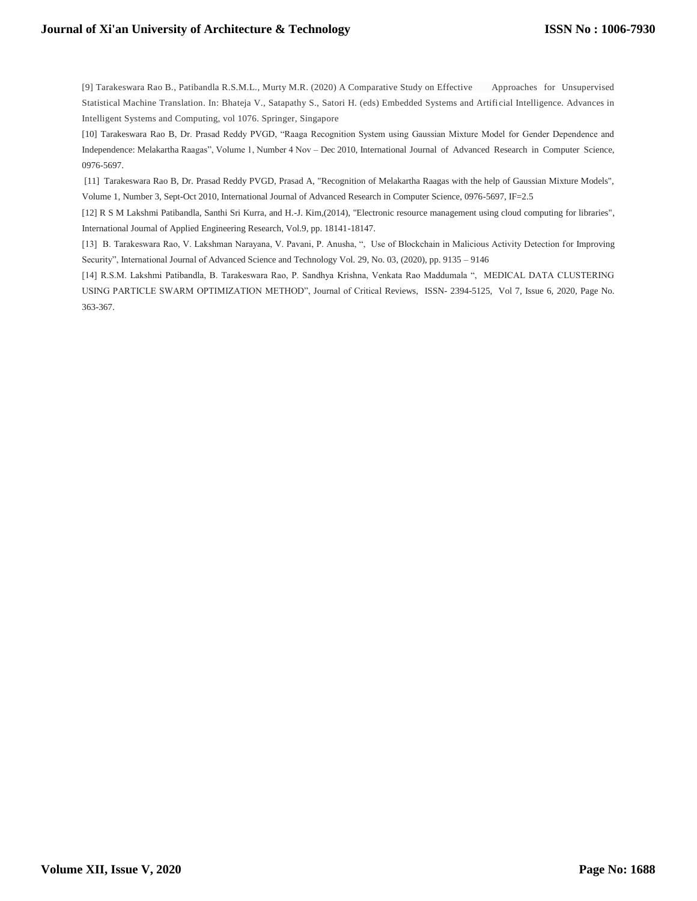[9] Tarakeswara Rao B., Patibandla R.S.M.L., Murty M.R. (2020) A Comparative Study on Effective Approaches for Unsupervised Statistical Machine Translation. In: Bhateja V., Satapathy S., Satori H. (eds) Embedded Systems and Artificial Intelligence. Advances in Intelligent Systems and Computing, vol 1076. Springer, Singapore

[10] Tarakeswara Rao B, Dr. Prasad Reddy PVGD, "Raaga Recognition System using Gaussian Mixture Model for Gender Dependence and Independence: Melakartha Raagas", Volume 1, Number 4 Nov – Dec 2010, International Journal of Advanced Research in Computer Science, 0976-5697.

[11] Tarakeswara Rao B, Dr. Prasad Reddy PVGD, Prasad A, "Recognition of Melakartha Raagas with the help of Gaussian Mixture Models", Volume 1, Number 3, Sept-Oct 2010, International Journal of Advanced Research in Computer Science, 0976-5697, IF=2.5

[12] R S M Lakshmi Patibandla, Santhi Sri Kurra, and H.-J. Kim,(2014), "Electronic resource management using cloud computing for libraries", International Journal of Applied Engineering Research, Vol.9, pp. 18141-18147.

[13] B. Tarakeswara Rao, V. Lakshman Narayana, V. Pavani, P. Anusha, ", Use of Blockchain in Malicious Activity Detection for Improving Security", International Journal of Advanced Science and Technology Vol. 29, No. 03, (2020), pp. 9135 – 9146

[14] R.S.M. Lakshmi Patibandla, B. Tarakeswara Rao, P. Sandhya Krishna, Venkata Rao Maddumala ", MEDICAL DATA CLUSTERING USING PARTICLE SWARM OPTIMIZATION METHOD", Journal of Critical Reviews, ISSN- 2394-5125, Vol 7, Issue 6, 2020, Page No. 363-367.